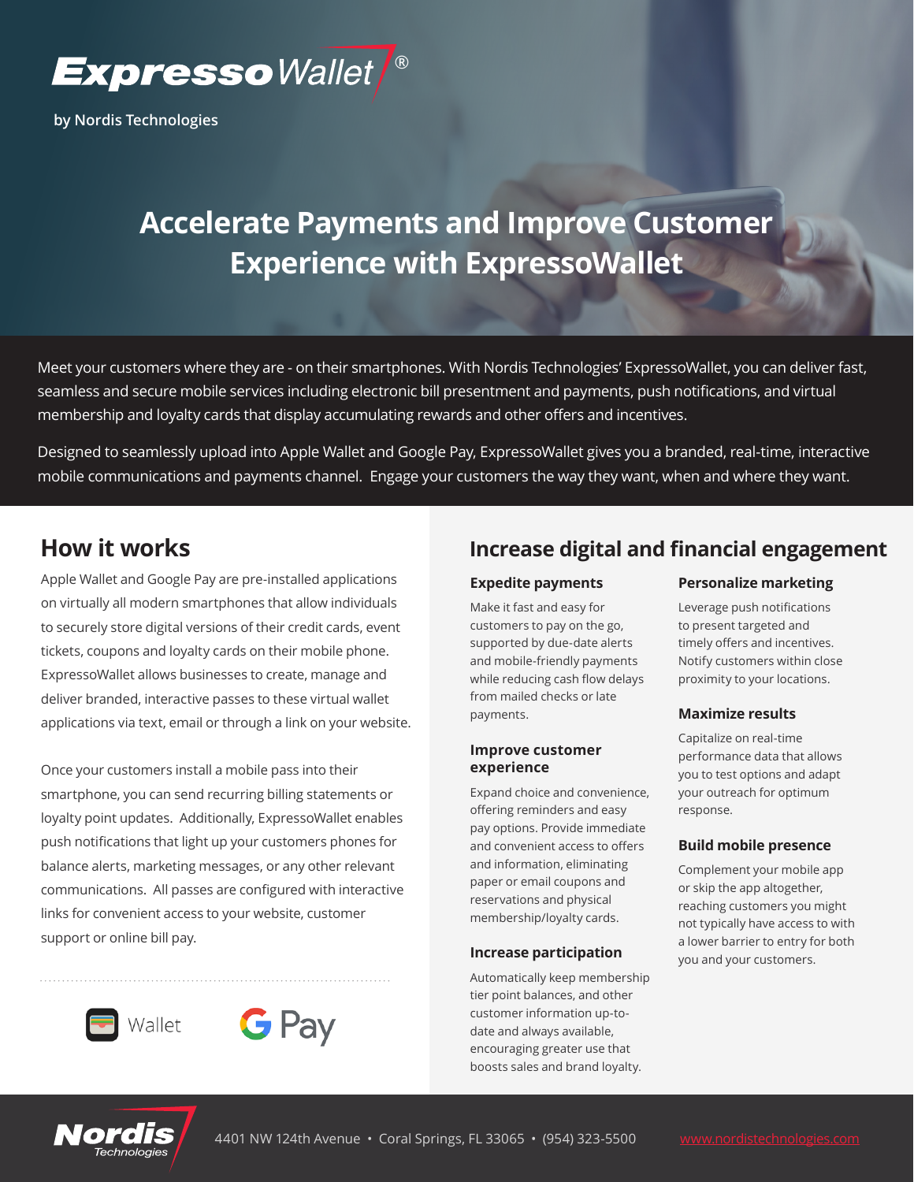ExpressoWallet®

by Nordis Technologies

# Accelerate Payments and Improve Customer Experience with ExpressoWallet

Meet your customers where they are - on their smartphones. With Nordis Technologies' ExpressoWallet, you can deliver fast, seamless and secure mobile services including electronic bill presentment and payments, push notifications, and virtual membership and loyalty cards that display accumulating rewards and other offers and incentives.

Designed to seamlessly upload into Apple Wallet and Google Pay, ExpressoWallet gives you a branded, real-time, interactive mobile communications and payments channel. Engage your customers the way they want, when and where they want.

## How it works

Apple Wallet and Google Pay are pre-installed applications on virtually all modern smartphones that allow individuals to securely store digital versions of their credit cards, event tickets, coupons and loyalty cards on their mobile phone. ExpressoWallet allows businesses to create, manage and deliver branded, interactive passes to these virtual wallet applications via text, email or through a link on your website.

Once your customers install a mobile pass into their smartphone, you can send recurring billing statements or loyalty point updates. Additionally, ExpressoWallet enables push notifications that light up your customers phones for balance alerts, marketing messages, or any other relevant communications. All passes are configured with interactive links for convenient access to your website, customer support or online bill pay.

Wallet G Pay

## Increase digital and financial engagement

### Expedite payments

Make it fast and easy for customers to pay on the go, supported by due-date alerts and mobile-friendly payments while reducing cash flow delays from mailed checks or late payments.

### Improve customer experience

Expand choice and convenience, offering reminders and easy pay options. Provide immediate and convenient access to offers and information, eliminating paper or email coupons and reservations and physical membership/loyalty cards.

### Increase participation

Automatically keep membership tier point balances, and other customer information up-to-date and always available, encouraging greater use that boosts sales and brand loyalty.

### Personalize marketing

Leverage push notifications to present targeted and timely offers and incentives. Notify customers within close proximity to your locations.

### Maximize results

Capitalize on real-time performance data that allows you to test options and adapt your outreach for optimum response.

### Build mobile presence

Complement your mobile app or skip the app altogether, reaching customers you might not typically have access to with a lower barrier to entry for both you and your customers.

Nordis Technologies 4401 NW 124th Avenue • Coral Springs, FL 33065 • (954) 323-5500 www.nordistechnologies.com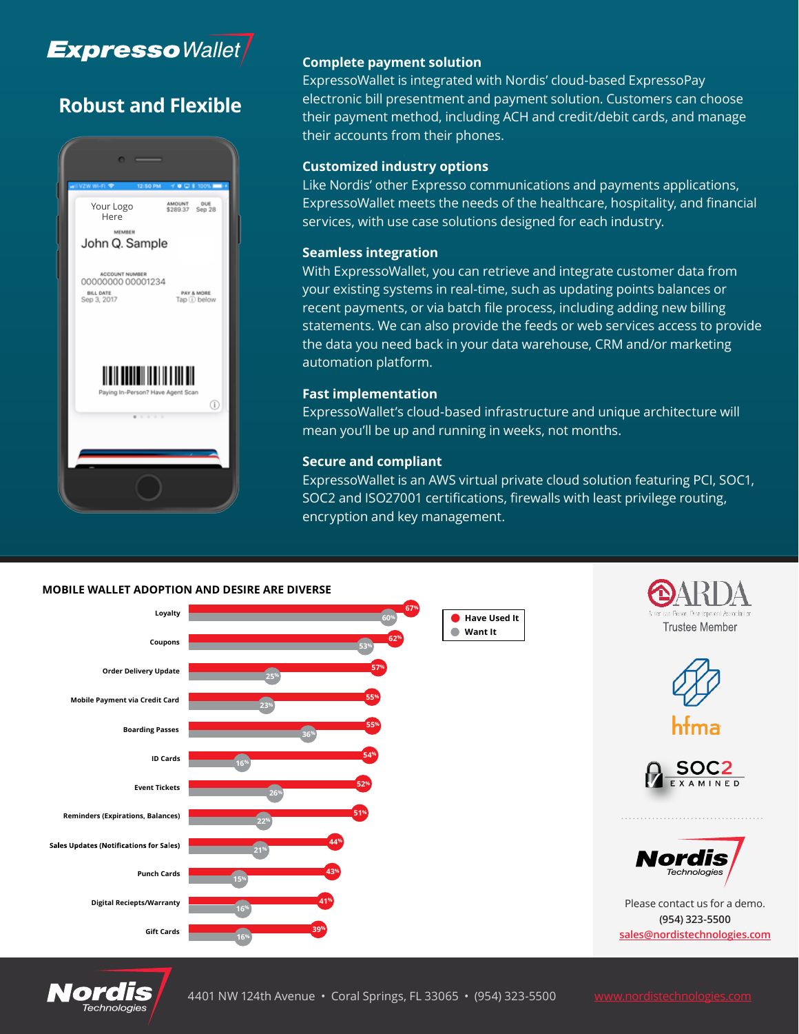# ExpressoWallet

## Robust and Flexible

### Complete payment solution

ExpressoWallet is integrated with Nordis' cloud-based ExpressoPay electronic bill presentment and payment solution. Customers can choose their payment method, including ACH and credit/debit cards, and manage their accounts from their phones.

### Customized industry options

Like Nordis' other Expresso communications and payments applications, ExpressoWallet meets the needs of the healthcare, hospitality, and financial services, with use case solutions designed for each industry.

### Seamless integration

With ExpressoWallet, you can retrieve and integrate customer data from your existing systems in real-time, such as updating points balances or recent payments, or via batch file process, including adding new billing statements. We can also provide the feeds or web services access to provide the data you need back in your data warehouse, CRM and/or marketing automation platform.

### Fast implementation

ExpressoWallet's cloud-based infrastructure and unique architecture will mean you'll be up and running in weeks, not months.

### Secure and compliant

ExpressoWallet is an AWS virtual private cloud solution featuring PCI, SOC1, SOC2 and ISO27001 certifications, firewalls with least privilege routing, encryption and key management.

### MOBILE WALLET ADOPTION AND DESIRE ARE DIVERSE

Have Used It
Want It

Loyalty 67% 60%
Coupons 62% 53%
Order Delivery Update 57% 25%
Mobile Payment via Credit Card 55% 23%
Boarding Passes 55% 36%
ID Cards 54% 16%
Event Tickets 52% 26%
Reminders (Expirations, Balances) 51% 22%
Sales Updates (Notifications for Sales) 44% 21%
Punch Cards 43% 15%
Digital Reciepts/Warranty 41% 16%
Gift Cards 39% 16%

ARDA Trustee Member

hfma

SOC2 EXAMINED

Nordis Technologies

Please contact us for a demo.
(954) 323-5500
sales@nordistechnologies.com

4401 NW 124th Avenue • Coral Springs, FL 33065 • (954) 323-5500 www.nordistechnologies.com